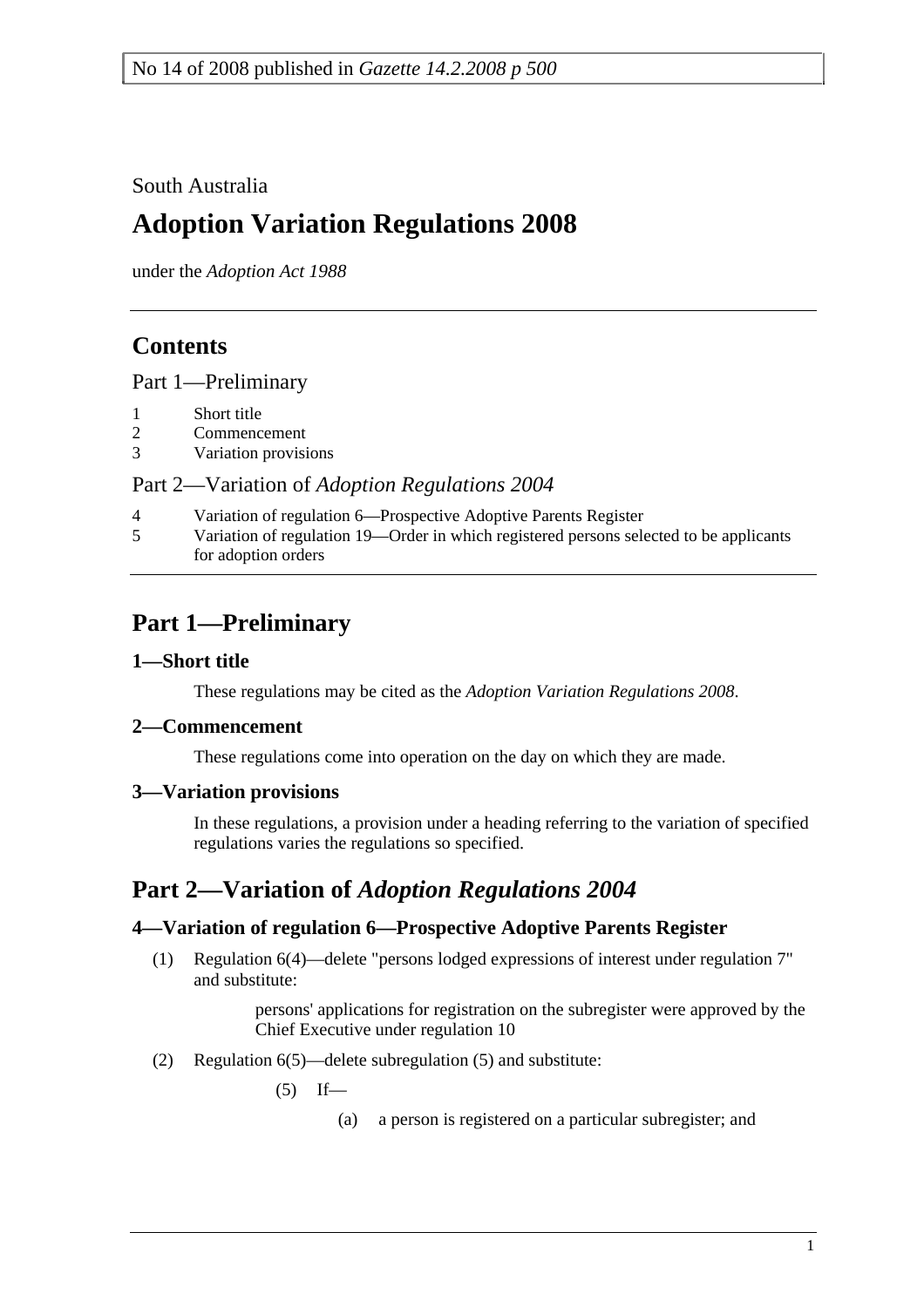No 14 of 2008 published in *Gazette 14.2.2008 p 500*

South Australia

# Adoption Variation Regulations 2008

under the *Adoption Act 1988*

## Contents

Part 1—Preliminary

1 Short title
2 Commencement
3 Variation provisions

Part 2—Variation of *Adoption Regulations 2004*

4 Variation of regulation 6—Prospective Adoptive Parents Register
5 Variation of regulation 19—Order in which registered persons selected to be applicants for adoption orders

## Part 1—Preliminary

### 1—Short title

These regulations may be cited as the *Adoption Variation Regulations 2008*.

### 2—Commencement

These regulations come into operation on the day on which they are made.

### 3—Variation provisions

In these regulations, a provision under a heading referring to the variation of specified regulations varies the regulations so specified.

## Part 2—Variation of *Adoption Regulations 2004*

### 4—Variation of regulation 6—Prospective Adoptive Parents Register

(1) Regulation 6(4)—delete "persons lodged expressions of interest under regulation 7" and substitute:

> persons' applications for registration on the subregister were approved by the Chief Executive under regulation 10

(2) Regulation 6(5)—delete subregulation (5) and substitute:

> (5) If—
>
> (a) a person is registered on a particular subregister; and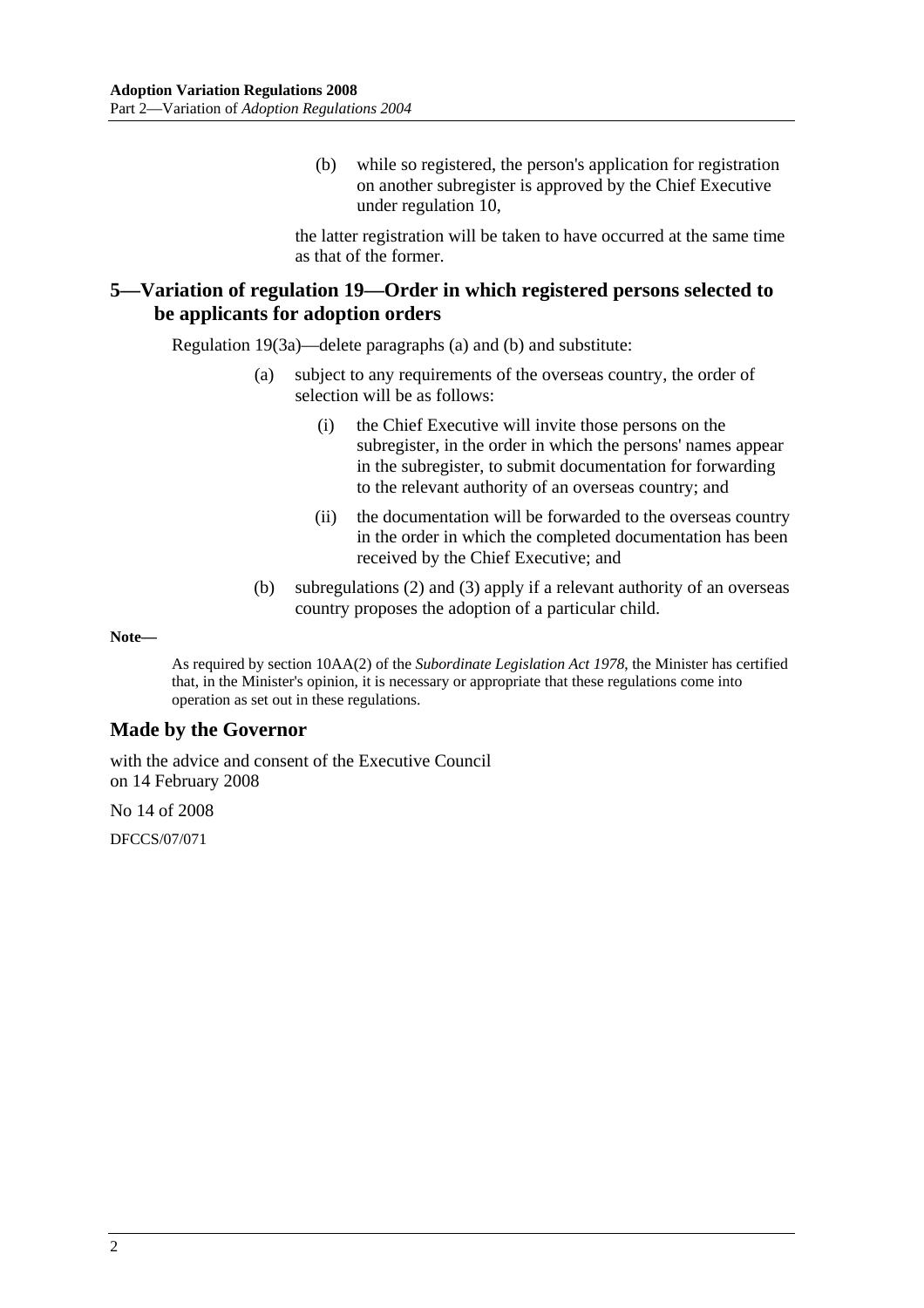(b) while so registered, the person's application for registration on another subregister is approved by the Chief Executive under regulation 10,

the latter registration will be taken to have occurred at the same time as that of the former.

## 5—Variation of regulation 19—Order in which registered persons selected to be applicants for adoption orders

Regulation 19(3a)—delete paragraphs (a) and (b) and substitute:

(a) subject to any requirements of the overseas country, the order of selection will be as follows:

(i) the Chief Executive will invite those persons on the subregister, in the order in which the persons' names appear in the subregister, to submit documentation for forwarding to the relevant authority of an overseas country; and

(ii) the documentation will be forwarded to the overseas country in the order in which the completed documentation has been received by the Chief Executive; and

(b) subregulations (2) and (3) apply if a relevant authority of an overseas country proposes the adoption of a particular child.

**Note—**

As required by section 10AA(2) of the *Subordinate Legislation Act 1978*, the Minister has certified that, in the Minister's opinion, it is necessary or appropriate that these regulations come into operation as set out in these regulations.

## Made by the Governor

with the advice and consent of the Executive Council on 14 February 2008

No 14 of 2008

DFCCS/07/071